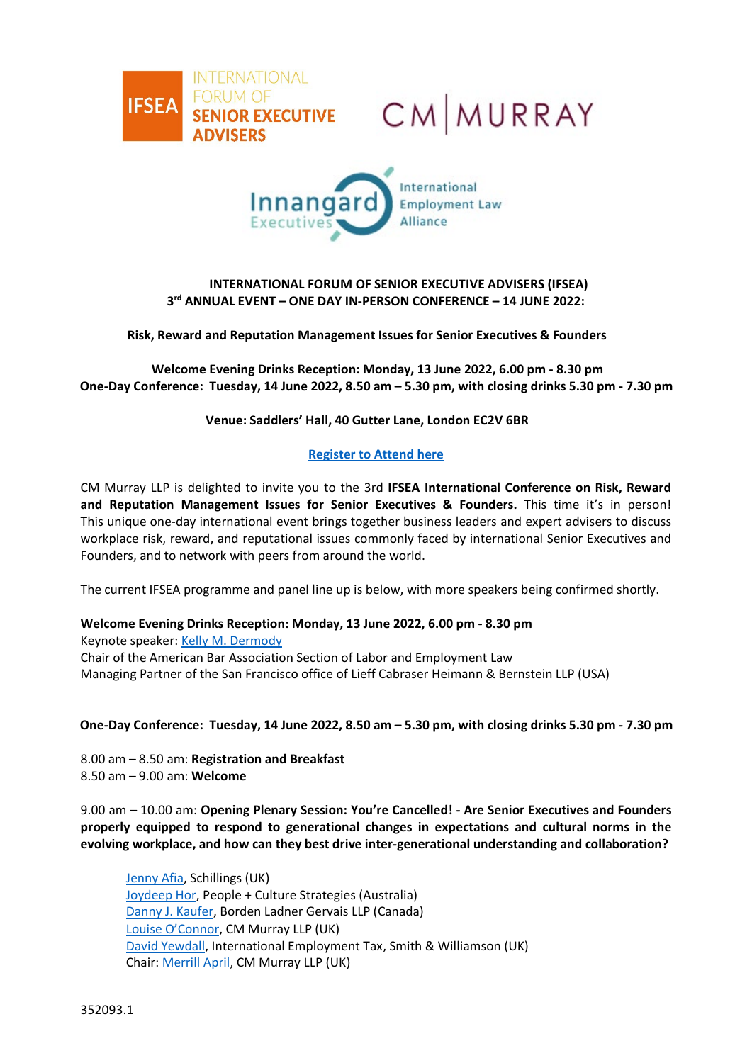INTERNATIONAL FORUM OF SENIOR EXECUTIVE ADVISERS

CM | MURRAY

Innangard Executives — International Employment Law Alliance

# INTERNATIONAL FORUM OF SENIOR EXECUTIVE ADVISERS (IFSEA)

## 3rd ANNUAL EVENT – ONE DAY IN-PERSON CONFERENCE – 14 JUNE 2022:

**Risk, Reward and Reputation Management Issues for Senior Executives & Founders**

**Welcome Evening Drinks Reception: Monday, 13 June 2022, 6.00 pm - 8.30 pm**
**One-Day Conference: Tuesday, 14 June 2022, 8.50 am – 5.30 pm, with closing drinks 5.30 pm - 7.30 pm**

**Venue: Saddlers' Hall, 40 Gutter Lane, London EC2V 6BR**

**Register to Attend here**

CM Murray LLP is delighted to invite you to the 3rd **IFSEA International Conference on Risk, Reward and Reputation Management Issues for Senior Executives & Founders.** This time it's in person! This unique one-day international event brings together business leaders and expert advisers to discuss workplace risk, reward, and reputational issues commonly faced by international Senior Executives and Founders, and to network with peers from around the world.

The current IFSEA programme and panel line up is below, with more speakers being confirmed shortly.

**Welcome Evening Drinks Reception: Monday, 13 June 2022, 6.00 pm - 8.30 pm**
Keynote speaker: Kelly M. Dermody
Chair of the American Bar Association Section of Labor and Employment Law
Managing Partner of the San Francisco office of Lieff Cabraser Heimann & Bernstein LLP (USA)

**One-Day Conference: Tuesday, 14 June 2022, 8.50 am – 5.30 pm, with closing drinks 5.30 pm - 7.30 pm**

8.00 am – 8.50 am: **Registration and Breakfast**
8.50 am – 9.00 am: **Welcome**

9.00 am – 10.00 am: **Opening Plenary Session: You're Cancelled! - Are Senior Executives and Founders properly equipped to respond to generational changes in expectations and cultural norms in the evolving workplace, and how can they best drive inter-generational understanding and collaboration?**

- Jenny Afia, Schillings (UK)
- Joydeep Hor, People + Culture Strategies (Australia)
- Danny J. Kaufer, Borden Ladner Gervais LLP (Canada)
- Louise O'Connor, CM Murray LLP (UK)
- David Yewdall, International Employment Tax, Smith & Williamson (UK)
- Chair: Merrill April, CM Murray LLP (UK)

352093.1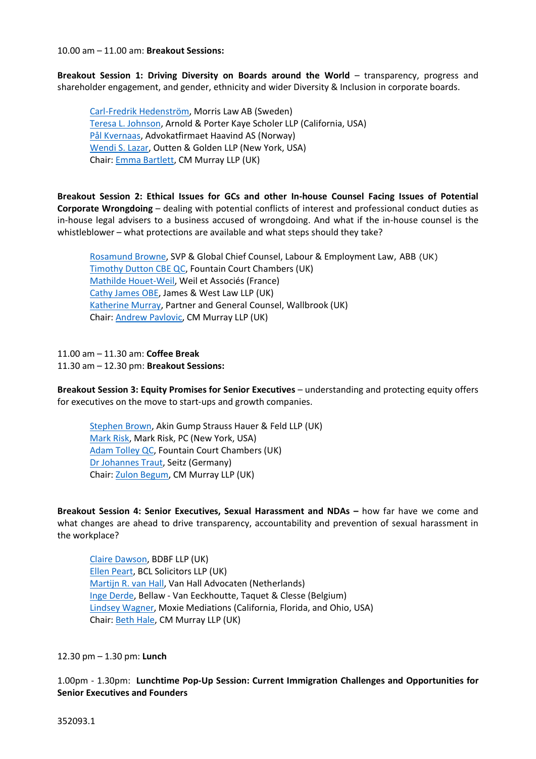10.00 am – 11.00 am: **Breakout Sessions:**

**Breakout Session 1: Driving Diversity on Boards around the World** – transparency, progress and shareholder engagement, and gender, ethnicity and wider Diversity & Inclusion in corporate boards.

> Carl-Fredrik Hedenström, Morris Law AB (Sweden)
> Teresa L. Johnson, Arnold & Porter Kaye Scholer LLP (California, USA)
> Pål Kvernaas, Advokatfirmaet Haavind AS (Norway)
> Wendi S. Lazar, Outten & Golden LLP (New York, USA)
> Chair: Emma Bartlett, CM Murray LLP (UK)

**Breakout Session 2: Ethical Issues for GCs and other In-house Counsel Facing Issues of Potential Corporate Wrongdoing** – dealing with potential conflicts of interest and professional conduct duties as in-house legal advisers to a business accused of wrongdoing. And what if the in-house counsel is the whistleblower – what protections are available and what steps should they take?

> Rosamund Browne, SVP & Global Chief Counsel, Labour & Employment Law, ABB (UK)
> Timothy Dutton CBE QC, Fountain Court Chambers (UK)
> Mathilde Houet-Weil, Weil et Associés (France)
> Cathy James OBE, James & West Law LLP (UK)
> Katherine Murray, Partner and General Counsel, Wallbrook (UK)
> Chair: Andrew Pavlovic, CM Murray LLP (UK)

11.00 am – 11.30 am: **Coffee Break**
11.30 am – 12.30 pm: **Breakout Sessions:**

**Breakout Session 3: Equity Promises for Senior Executives** – understanding and protecting equity offers for executives on the move to start-ups and growth companies.

> Stephen Brown, Akin Gump Strauss Hauer & Feld LLP (UK)
> Mark Risk, Mark Risk, PC (New York, USA)
> Adam Tolley QC, Fountain Court Chambers (UK)
> Dr Johannes Traut, Seitz (Germany)
> Chair: Zulon Begum, CM Murray LLP (UK)

**Breakout Session 4: Senior Executives, Sexual Harassment and NDAs –** how far have we come and what changes are ahead to drive transparency, accountability and prevention of sexual harassment in the workplace?

> Claire Dawson, BDBF LLP (UK)
> Ellen Peart, BCL Solicitors LLP (UK)
> Martijn R. van Hall, Van Hall Advocaten (Netherlands)
> Inge Derde, Bellaw - Van Eeckhoutte, Taquet & Clesse (Belgium)
> Lindsey Wagner, Moxie Mediations (California, Florida, and Ohio, USA)
> Chair: Beth Hale, CM Murray LLP (UK)

12.30 pm – 1.30 pm: **Lunch**

1.00pm - 1.30pm: **Lunchtime Pop-Up Session: Current Immigration Challenges and Opportunities for Senior Executives and Founders**

352093.1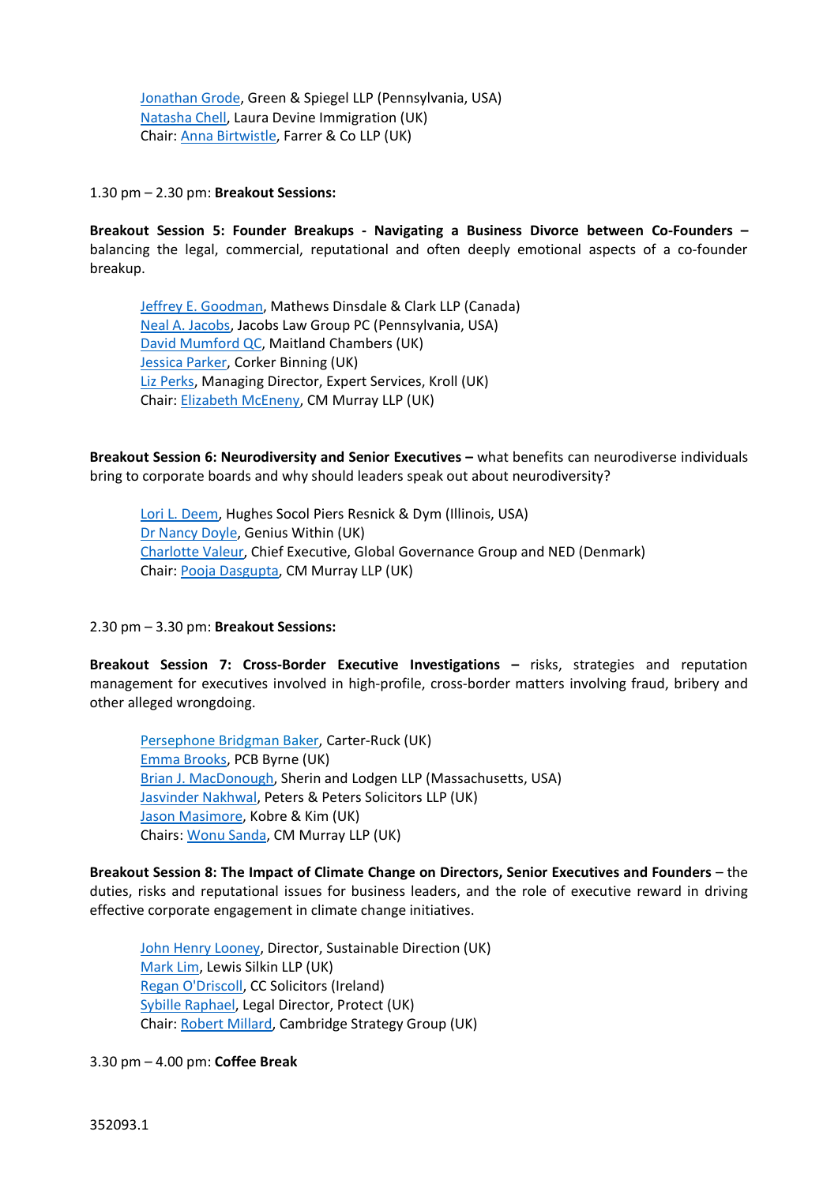Jonathan Grode, Green & Spiegel LLP (Pennsylvania, USA)
Natasha Chell, Laura Devine Immigration (UK)
Chair: Anna Birtwistle, Farrer & Co LLP (UK)

1.30 pm – 2.30 pm: **Breakout Sessions:**

**Breakout Session 5: Founder Breakups - Navigating a Business Divorce between Co-Founders –** balancing the legal, commercial, reputational and often deeply emotional aspects of a co-founder breakup.

Jeffrey E. Goodman, Mathews Dinsdale & Clark LLP (Canada)
Neal A. Jacobs, Jacobs Law Group PC (Pennsylvania, USA)
David Mumford QC, Maitland Chambers (UK)
Jessica Parker, Corker Binning (UK)
Liz Perks, Managing Director, Expert Services, Kroll (UK)
Chair: Elizabeth McEneny, CM Murray LLP (UK)

**Breakout Session 6: Neurodiversity and Senior Executives –** what benefits can neurodiverse individuals bring to corporate boards and why should leaders speak out about neurodiversity?

Lori L. Deem, Hughes Socol Piers Resnick & Dym (Illinois, USA)
Dr Nancy Doyle, Genius Within (UK)
Charlotte Valeur, Chief Executive, Global Governance Group and NED (Denmark)
Chair: Pooja Dasgupta, CM Murray LLP (UK)

2.30 pm – 3.30 pm: **Breakout Sessions:**

**Breakout Session 7: Cross-Border Executive Investigations –** risks, strategies and reputation management for executives involved in high-profile, cross-border matters involving fraud, bribery and other alleged wrongdoing.

Persephone Bridgman Baker, Carter-Ruck (UK)
Emma Brooks, PCB Byrne (UK)
Brian J. MacDonough, Sherin and Lodgen LLP (Massachusetts, USA)
Jasvinder Nakhwal, Peters & Peters Solicitors LLP (UK)
Jason Masimore, Kobre & Kim (UK)
Chairs: Wonu Sanda, CM Murray LLP (UK)

**Breakout Session 8: The Impact of Climate Change on Directors, Senior Executives and Founders** – the duties, risks and reputational issues for business leaders, and the role of executive reward in driving effective corporate engagement in climate change initiatives.

John Henry Looney, Director, Sustainable Direction (UK)
Mark Lim, Lewis Silkin LLP (UK)
Regan O'Driscoll, CC Solicitors (Ireland)
Sybille Raphael, Legal Director, Protect (UK)
Chair: Robert Millard, Cambridge Strategy Group (UK)

3.30 pm – 4.00 pm: **Coffee Break**

352093.1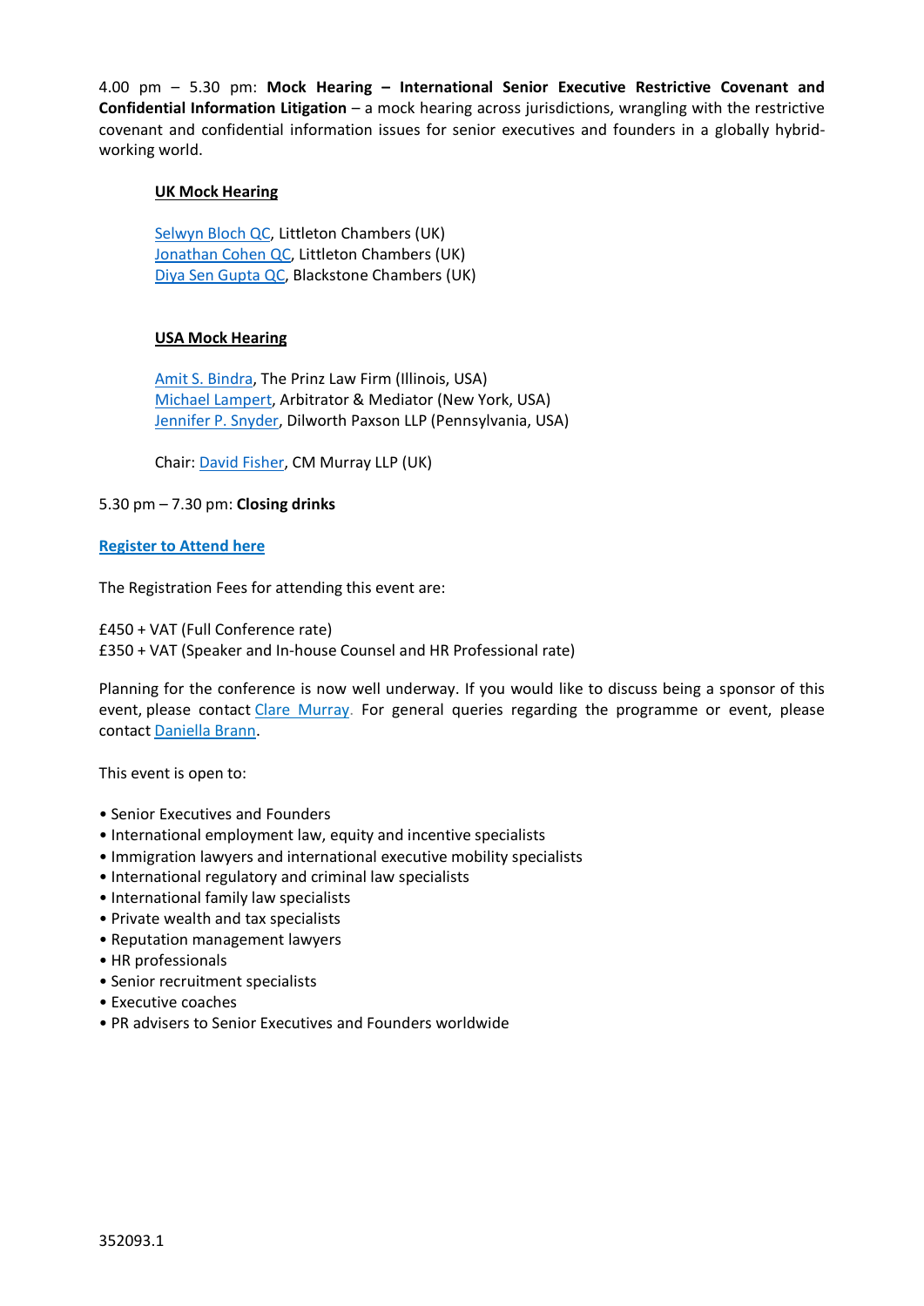4.00 pm – 5.30 pm: **Mock Hearing – International Senior Executive Restrictive Covenant and Confidential Information Litigation** – a mock hearing across jurisdictions, wrangling with the restrictive covenant and confidential information issues for senior executives and founders in a globally hybrid-working world.

**UK Mock Hearing**

Selwyn Bloch QC, Littleton Chambers (UK)
Jonathan Cohen QC, Littleton Chambers (UK)
Diya Sen Gupta QC, Blackstone Chambers (UK)

**USA Mock Hearing**

Amit S. Bindra, The Prinz Law Firm (Illinois, USA)
Michael Lampert, Arbitrator & Mediator (New York, USA)
Jennifer P. Snyder, Dilworth Paxson LLP (Pennsylvania, USA)

Chair: David Fisher, CM Murray LLP (UK)

5.30 pm – 7.30 pm: **Closing drinks**

**Register to Attend here**

The Registration Fees for attending this event are:

£450 + VAT (Full Conference rate)
£350 + VAT (Speaker and In-house Counsel and HR Professional rate)

Planning for the conference is now well underway. If you would like to discuss being a sponsor of this event, please contact Clare Murray. For general queries regarding the programme or event, please contact Daniella Brann.

This event is open to:

- Senior Executives and Founders
- International employment law, equity and incentive specialists
- Immigration lawyers and international executive mobility specialists
- International regulatory and criminal law specialists
- International family law specialists
- Private wealth and tax specialists
- Reputation management lawyers
- HR professionals
- Senior recruitment specialists
- Executive coaches
- PR advisers to Senior Executives and Founders worldwide

352093.1